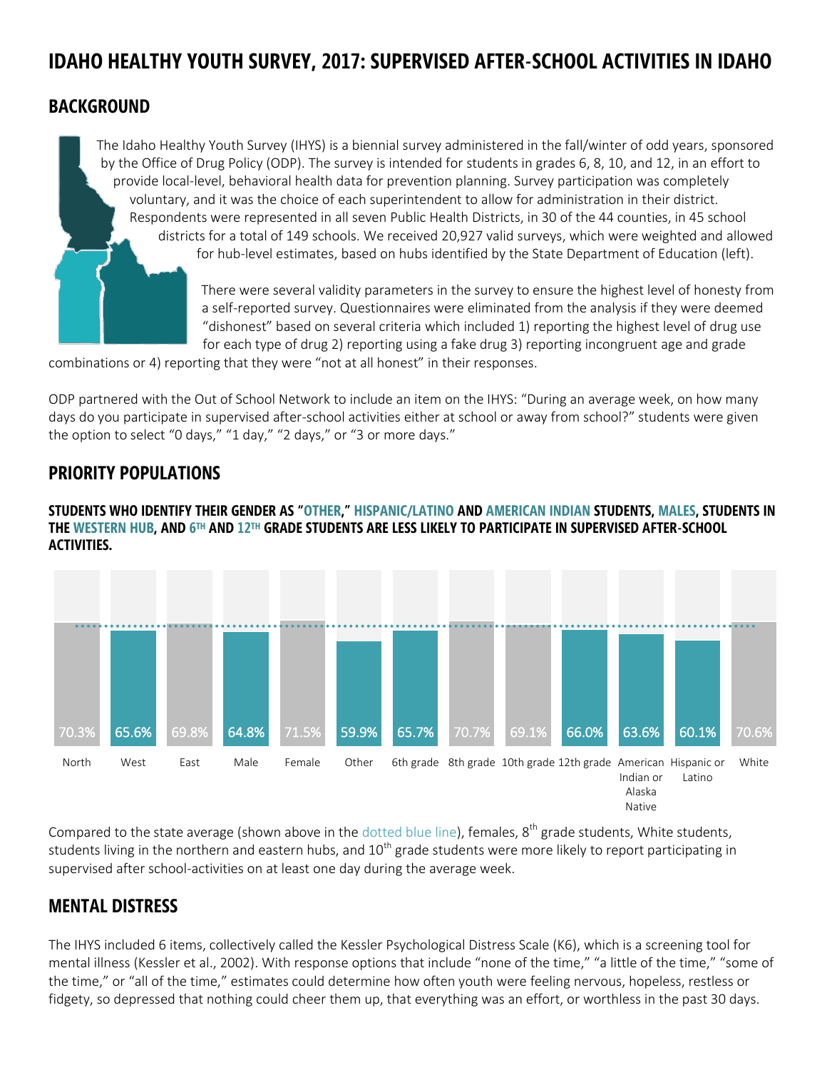# IDAHO HEALTHY YOUTH SURVEY, 2017: SUPERVISED AFTER-SCHOOL ACTIVITIES IN IDAHO

## BACKGROUND

The Idaho Healthy Youth Survey (IHYS) is a biennial survey administered in the fall/winter of odd years, sponsored by the Office of Drug Policy (ODP). The survey is intended for students in grades 6, 8, 10, and 12, in an effort to provide local-level, behavioral health data for prevention planning. Survey participation was completely voluntary, and it was the choice of each superintendent to allow for administration in their district. Respondents were represented in all seven Public Health Districts, in 30 of the 44 counties, in 45 school districts for a total of 149 schools. We received 20,927 valid surveys, which were weighted and allowed for hub-level estimates, based on hubs identified by the State Department of Education (left).

There were several validity parameters in the survey to ensure the highest level of honesty from a self-reported survey. Questionnaires were eliminated from the analysis if they were deemed "dishonest" based on several criteria which included 1) reporting the highest level of drug use for each type of drug 2) reporting using a fake drug 3) reporting incongruent age and grade combinations or 4) reporting that they were "not at all honest" in their responses.

ODP partnered with the Out of School Network to include an item on the IHYS: "During an average week, on how many days do you participate in supervised after-school activities either at school or away from school?" students were given the option to select "0 days," "1 day," "2 days," or "3 or more days."

## PRIORITY POPULATIONS

**STUDENTS WHO IDENTIFY THEIR GENDER AS "OTHER," HISPANIC/LATINO AND AMERICAN INDIAN STUDENTS, MALES, STUDENTS IN THE WESTERN HUB, AND 6TH AND 12TH GRADE STUDENTS ARE LESS LIKELY TO PARTICIPATE IN SUPERVISED AFTER-SCHOOL ACTIVITIES.**

| North | West | East | Male | Female | Other | 6th grade | 8th grade | 10th grade | 12th grade | American Indian or Alaska Native | Hispanic or Latino | White |
|---|---|---|---|---|---|---|---|---|---|---|---|---|
| 70.3% | 65.6% | 69.8% | 64.8% | 71.5% | 59.9% | 65.7% | 70.7% | 69.1% | 66.0% | 63.6% | 60.1% | 70.6% |

Compared to the state average (shown above in the dotted blue line), females, 8th grade students, White students, students living in the northern and eastern hubs, and 10th grade students were more likely to report participating in supervised after school-activities on at least one day during the average week.

## MENTAL DISTRESS

The IHYS included 6 items, collectively called the Kessler Psychological Distress Scale (K6), which is a screening tool for mental illness (Kessler et al., 2002). With response options that include "none of the time," "a little of the time," "some of the time," or "all of the time," estimates could determine how often youth were feeling nervous, hopeless, restless or fidgety, so depressed that nothing could cheer them up, that everything was an effort, or worthless in the past 30 days.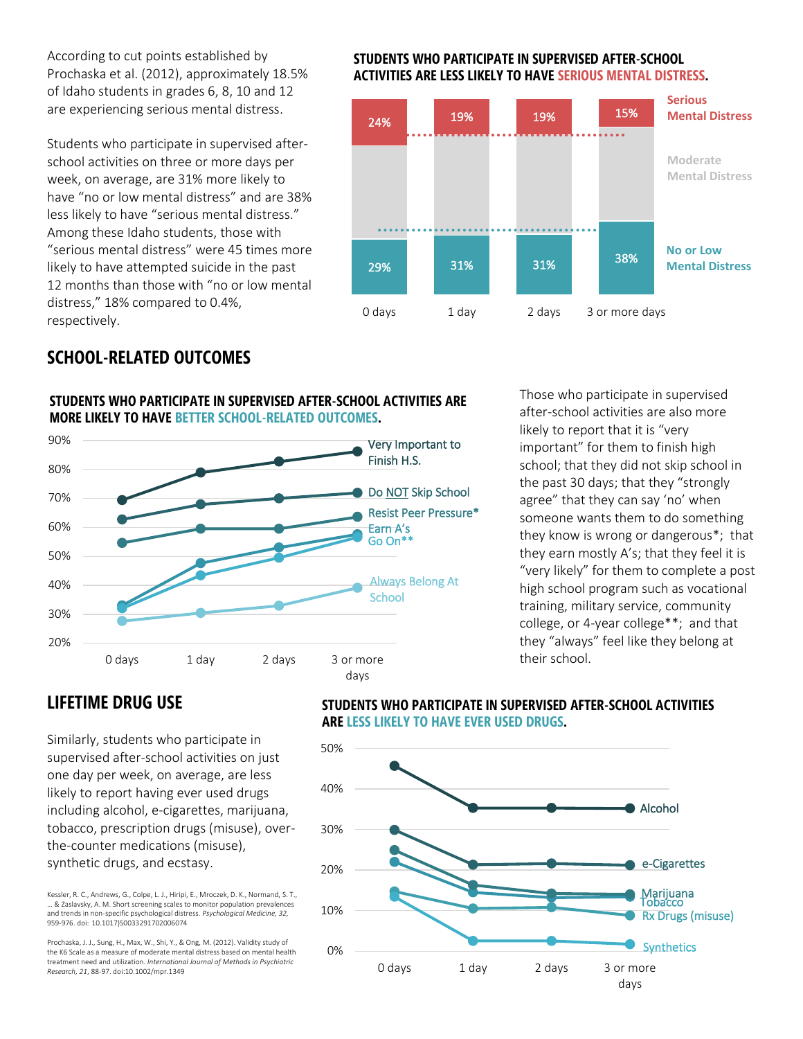According to cut points established by Prochaska et al. (2012), approximately 18.5% of Idaho students in grades 6, 8, 10 and 12 are experiencing serious mental distress.

Students who participate in supervised after-school activities on three or more days per week, on average, are 31% more likely to have "no or low mental distress" and are 38% less likely to have "serious mental distress." Among these Idaho students, those with "serious mental distress" were 45 times more likely to have attempted suicide in the past 12 months than those with "no or low mental distress," 18% compared to 0.4%, respectively.

**STUDENTS WHO PARTICIPATE IN SUPERVISED AFTER-SCHOOL ACTIVITIES ARE LESS LIKELY TO HAVE SERIOUS MENTAL DISTRESS.**

24%
19%
19%
15%
29%
31%
31%
38%
Serious Mental Distress
Moderate Mental Distress
No or Low Mental Distress
0 days
1 day
2 days
3 or more days

## SCHOOL-RELATED OUTCOMES

**STUDENTS WHO PARTICIPATE IN SUPERVISED AFTER-SCHOOL ACTIVITIES ARE MORE LIKELY TO HAVE BETTER SCHOOL-RELATED OUTCOMES.**

90%
80%
70%
60%
50%
40%
30%
20%
Very Important to Finish H.S.
Do NOT Skip School
Resist Peer Pressure*
Earn A's
Go On**
Always Belong At School
0 days
1 day
2 days
3 or more days

Those who participate in supervised after-school activities are also more likely to report that it is "very important" for them to finish high school; that they did not skip school in the past 30 days; that they "strongly agree" that they can say 'no' when someone wants them to do something they know is wrong or dangerous*; that they earn mostly A's; that they feel it is "very likely" for them to complete a post high school program such as vocational training, military service, community college, or 4-year college**; and that they "always" feel like they belong at their school.

## LIFETIME DRUG USE

Similarly, students who participate in supervised after-school activities on just one day per week, on average, are less likely to report having ever used drugs including alcohol, e-cigarettes, marijuana, tobacco, prescription drugs (misuse), over-the-counter medications (misuse), synthetic drugs, and ecstasy.

**STUDENTS WHO PARTICIPATE IN SUPERVISED AFTER-SCHOOL ACTIVITIES ARE LESS LIKELY TO HAVE EVER USED DRUGS.**

50%
40%
30%
20%
10%
0%
Alcohol
e-Cigarettes
Marijuana
Tobacco
Rx Drugs (misuse)
Synthetics
0 days
1 day
2 days
3 or more days

Kessler, R. C., Andrews, G., Colpe, L. J., Hiripi, E., Mroczek, D. K., Normand, S. T., ... & Zaslavsky, A. M. Short screening scales to monitor population prevalences and trends in non-specific psychological distress. *Psychological Medicine, 32,* 959-976. doi: 10.1017/S0033291702006074

Prochaska, J. J., Sung, H., Max, W., Shi, Y., & Ong, M. (2012). Validity study of the K6 Scale as a measure of moderate mental distress based on mental health treatment need and utilization. *International Journal of Methods in Psychiatric Research, 21,* 88-97. doi:10.1002/mpr.1349